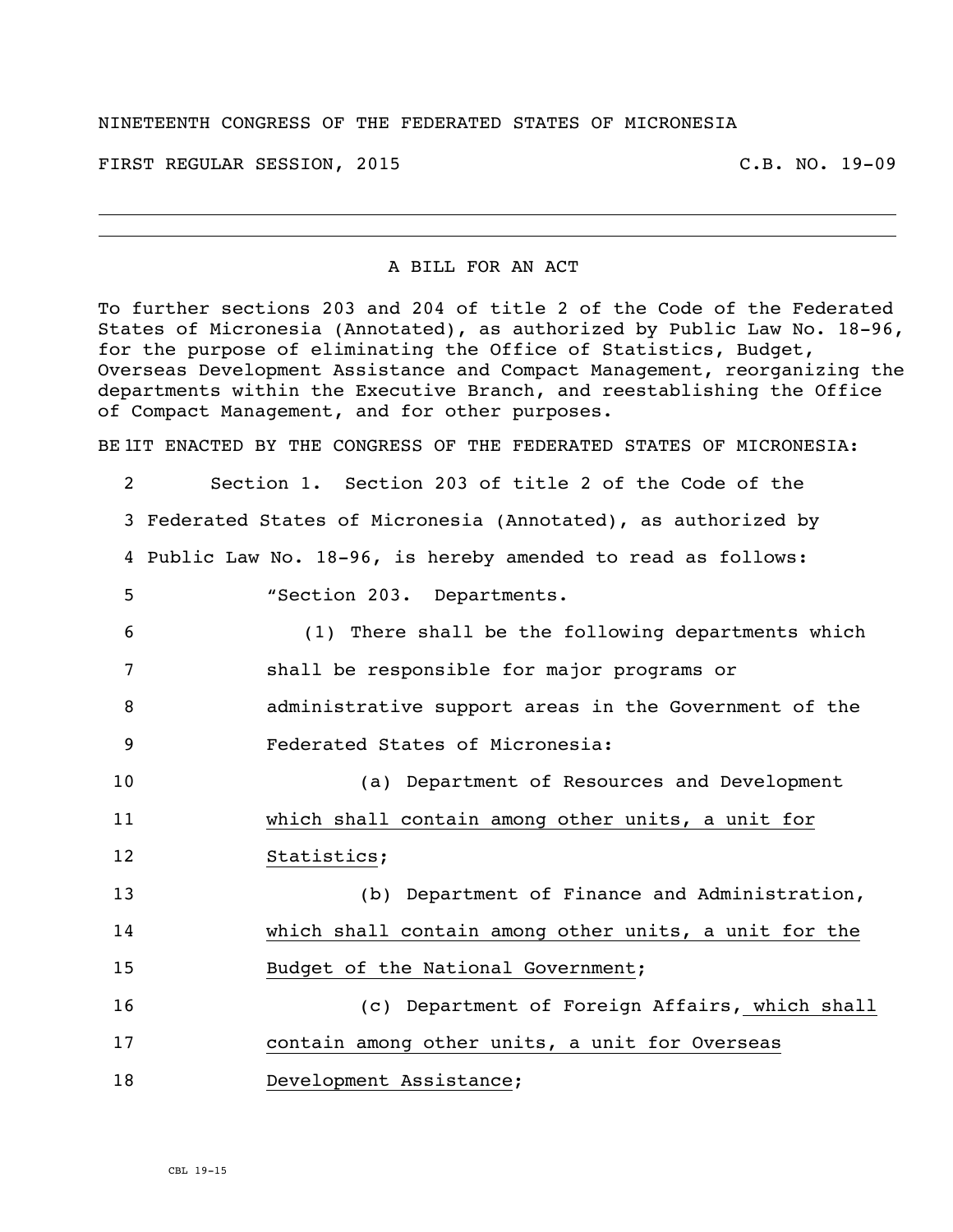NINETEENTH CONGRESS OF THE FEDERATED STATES OF MICRONESIA

FIRST REGULAR SESSION, 2015 C.B. NO. 19-09

## A BILL FOR AN ACT

To further sections 203 and 204 of title 2 of the Code of the Federated States of Micronesia (Annotated), as authorized by Public Law No. 18-96, for the purpose of eliminating the Office of Statistics, Budget, Overseas Development Assistance and Compact Management, reorganizing the departments within the Executive Branch, and reestablishing the Office of Compact Management, and for other purposes.

1 BE IT ENACTED BY THE CONGRESS OF THE FEDERATED STATES OF MICRONESIA:

2 Section 1. Section 203 of title 2 of the Code of the
3 Federated States of Micronesia (Annotated), as authorized by
4 Public Law No. 18-96, is hereby amended to read as follows:

5 "Section 203. Departments.

6 (1) There shall be the following departments which
7 shall be responsible for major programs or
8 administrative support areas in the Government of the
9 Federated States of Micronesia:

10 (a) Department of Resources and Development
11 <u>which shall contain among other units, a unit for</u>
12 <u>Statistics</u>;

13 (b) Department of Finance and Administration,
14 <u>which shall contain among other units, a unit for the</u>
15 <u>Budget of the National Government</u>;

16 (c) Department of Foreign Affairs<u>, which shall</u>
17 <u>contain among other units, a unit for Overseas</u>
18 <u>Development Assistance</u>;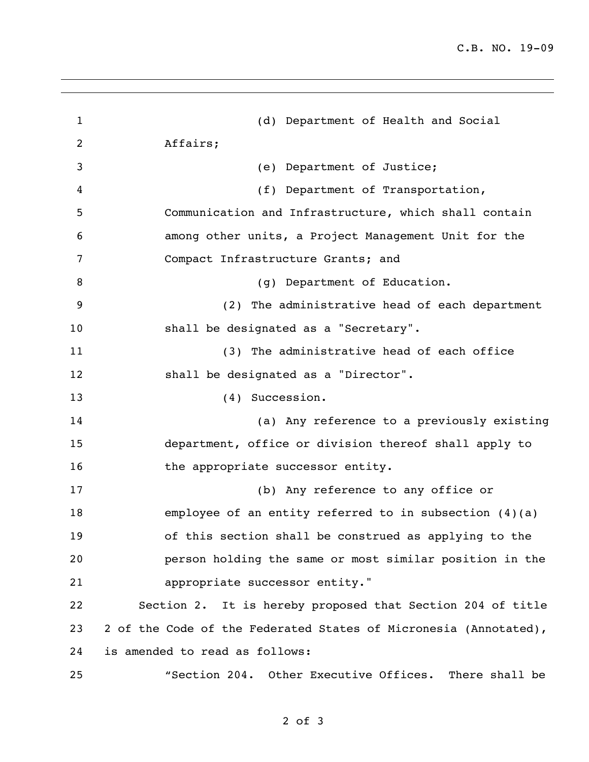(d) Department of Health and Social Affairs;

(e) Department of Justice;

(f) Department of Transportation, Communication and Infrastructure, which shall contain among other units, a Project Management Unit for the Compact Infrastructure Grants; and

(g) Department of Education.

(2) The administrative head of each department shall be designated as a "Secretary".

(3) The administrative head of each office shall be designated as a "Director".

(4) Succession.

(a) Any reference to a previously existing department, office or division thereof shall apply to the appropriate successor entity.

(b) Any reference to any office or employee of an entity referred to in subsection (4)(a) of this section shall be construed as applying to the person holding the same or most similar position in the appropriate successor entity."

Section 2. It is hereby proposed that Section 204 of title 2 of the Code of the Federated States of Micronesia (Annotated), is amended to read as follows:

"Section 204. Other Executive Offices. There shall be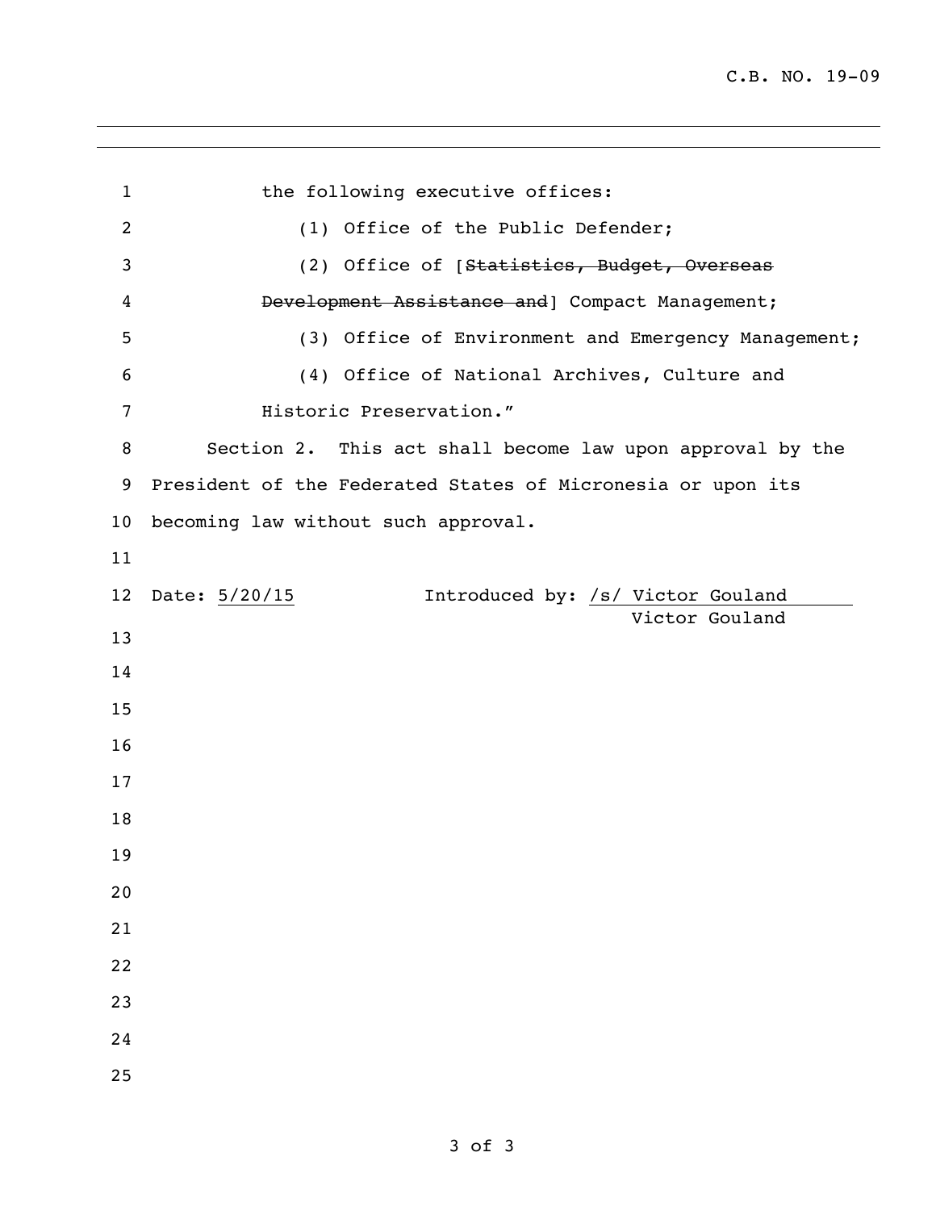the following executive offices:

(1) Office of the Public Defender;

(2) Office of [~~Statistics, Budget, Overseas Development Assistance and~~] Compact Management;

(3) Office of Environment and Emergency Management;

(4) Office of National Archives, Culture and Historic Preservation."

Section 2. This act shall become law upon approval by the President of the Federated States of Micronesia or upon its becoming law without such approval.

Date: 5/20/15

Introduced by: /s/ Victor Gouland
Victor Gouland